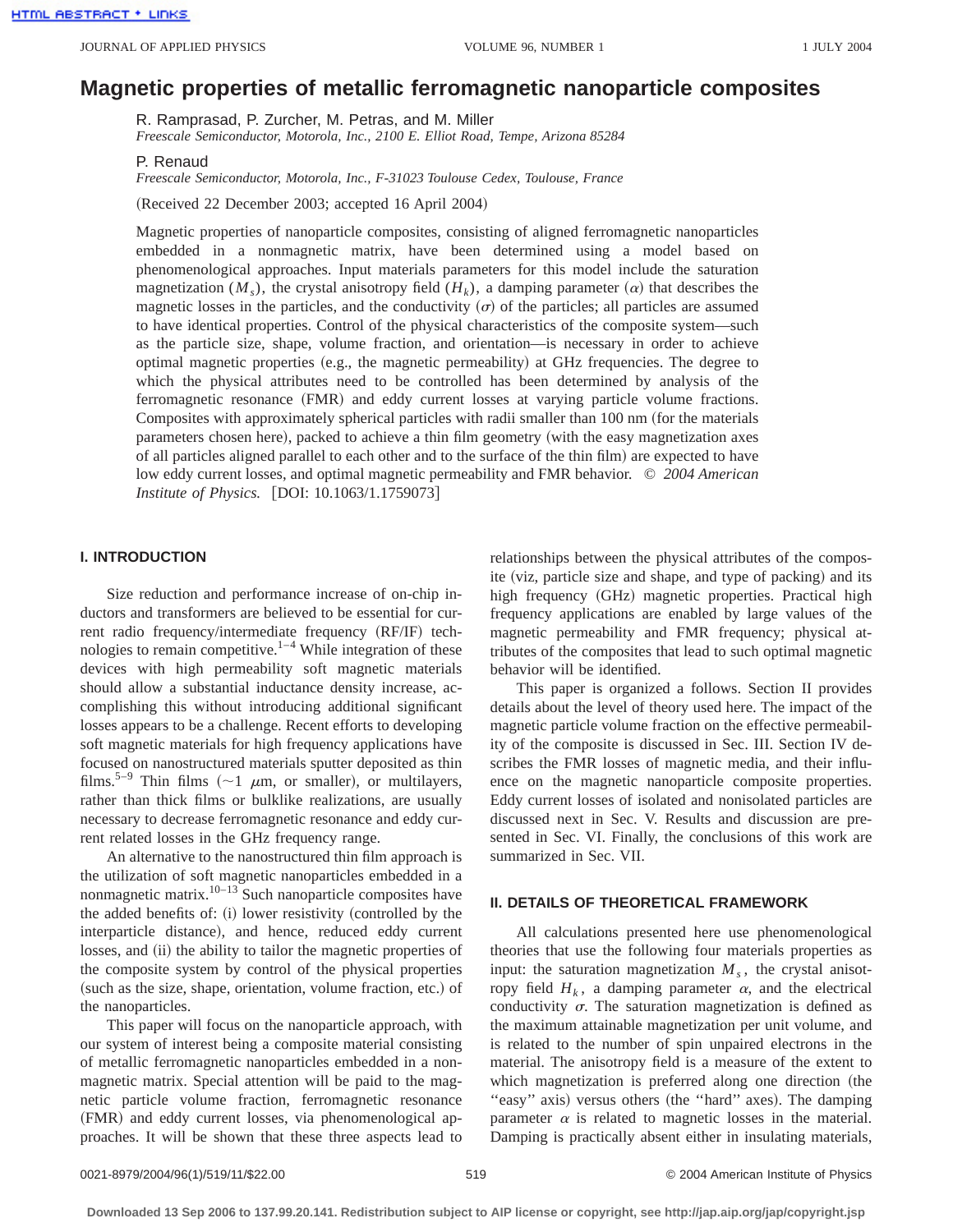# Magnetic properties of metallic ferromagnetic nanoparticle composites

R. Ramprasad, P. Zurcher, M. Petras, and M. Miller
*Freescale Semiconductor, Motorola, Inc., 2100 E. Elliot Road, Tempe, Arizona 85284*

P. Renaud
*Freescale Semiconductor, Motorola, Inc., F-31023 Toulouse Cedex, Toulouse, France*

(Received 22 December 2003; accepted 16 April 2004)

Magnetic properties of nanoparticle composites, consisting of aligned ferromagnetic nanoparticles embedded in a nonmagnetic matrix, have been determined using a model based on phenomenological approaches. Input materials parameters for this model include the saturation magnetization ($M_s$), the crystal anisotropy field ($H_k$), a damping parameter ($\alpha$) that describes the magnetic losses in the particles, and the conductivity ($\sigma$) of the particles; all particles are assumed to have identical properties. Control of the physical characteristics of the composite system—such as the particle size, shape, volume fraction, and orientation—is necessary in order to achieve optimal magnetic properties (e.g., the magnetic permeability) at GHz frequencies. The degree to which the physical attributes need to be controlled has been determined by analysis of the ferromagnetic resonance (FMR) and eddy current losses at varying particle volume fractions. Composites with approximately spherical particles with radii smaller than 100 nm (for the materials parameters chosen here), packed to achieve a thin film geometry (with the easy magnetization axes of all particles aligned parallel to each other and to the surface of the thin film) are expected to have low eddy current losses, and optimal magnetic permeability and FMR behavior. © *2004 American Institute of Physics.* [DOI: 10.1063/1.1759073]

## I. INTRODUCTION

Size reduction and performance increase of on-chip inductors and transformers are believed to be essential for current radio frequency/intermediate frequency (RF/IF) technologies to remain competitive.[1–4] While integration of these devices with high permeability soft magnetic materials should allow a substantial inductance density increase, accomplishing this without introducing additional significant losses appears to be a challenge. Recent efforts to developing soft magnetic materials for high frequency applications have focused on nanostructured materials sputter deposited as thin films.[5–9] Thin films (~1 μm, or smaller), or multilayers, rather than thick films or bulklike realizations, are usually necessary to decrease ferromagnetic resonance and eddy current related losses in the GHz frequency range.

An alternative to the nanostructured thin film approach is the utilization of soft magnetic nanoparticles embedded in a nonmagnetic matrix.[10–13] Such nanoparticle composites have the added benefits of: (i) lower resistivity (controlled by the interparticle distance), and hence, reduced eddy current losses, and (ii) the ability to tailor the magnetic properties of the composite system by control of the physical properties (such as the size, shape, orientation, volume fraction, etc.) of the nanoparticles.

This paper will focus on the nanoparticle approach, with our system of interest being a composite material consisting of metallic ferromagnetic nanoparticles embedded in a nonmagnetic matrix. Special attention will be paid to the magnetic particle volume fraction, ferromagnetic resonance (FMR) and eddy current losses, via phenomenological approaches. It will be shown that these three aspects lead to relationships between the physical attributes of the composite (viz, particle size and shape, and type of packing) and its high frequency (GHz) magnetic properties. Practical high frequency applications are enabled by large values of the magnetic permeability and FMR frequency; physical attributes of the composites that lead to such optimal magnetic behavior will be identified.

This paper is organized a follows. Section II provides details about the level of theory used here. The impact of the magnetic particle volume fraction on the effective permeability of the composite is discussed in Sec. III. Section IV describes the FMR losses of magnetic media, and their influence on the magnetic nanoparticle composite properties. Eddy current losses of isolated and nonisolated particles are discussed next in Sec. V. Results and discussion are presented in Sec. VI. Finally, the conclusions of this work are summarized in Sec. VII.

## II. DETAILS OF THEORETICAL FRAMEWORK

All calculations presented here use phenomenological theories that use the following four materials properties as input: the saturation magnetization $M_s$, the crystal anisotropy field $H_k$, a damping parameter $\alpha$, and the electrical conductivity $\sigma$. The saturation magnetization is defined as the maximum attainable magnetization per unit volume, and is related to the number of spin unpaired electrons in the material. The anisotropy field is a measure of the extent to which magnetization is preferred along one direction (the "easy" axis) versus others (the "hard" axes). The damping parameter $\alpha$ is related to magnetic losses in the material. Damping is practically absent either in insulating materials,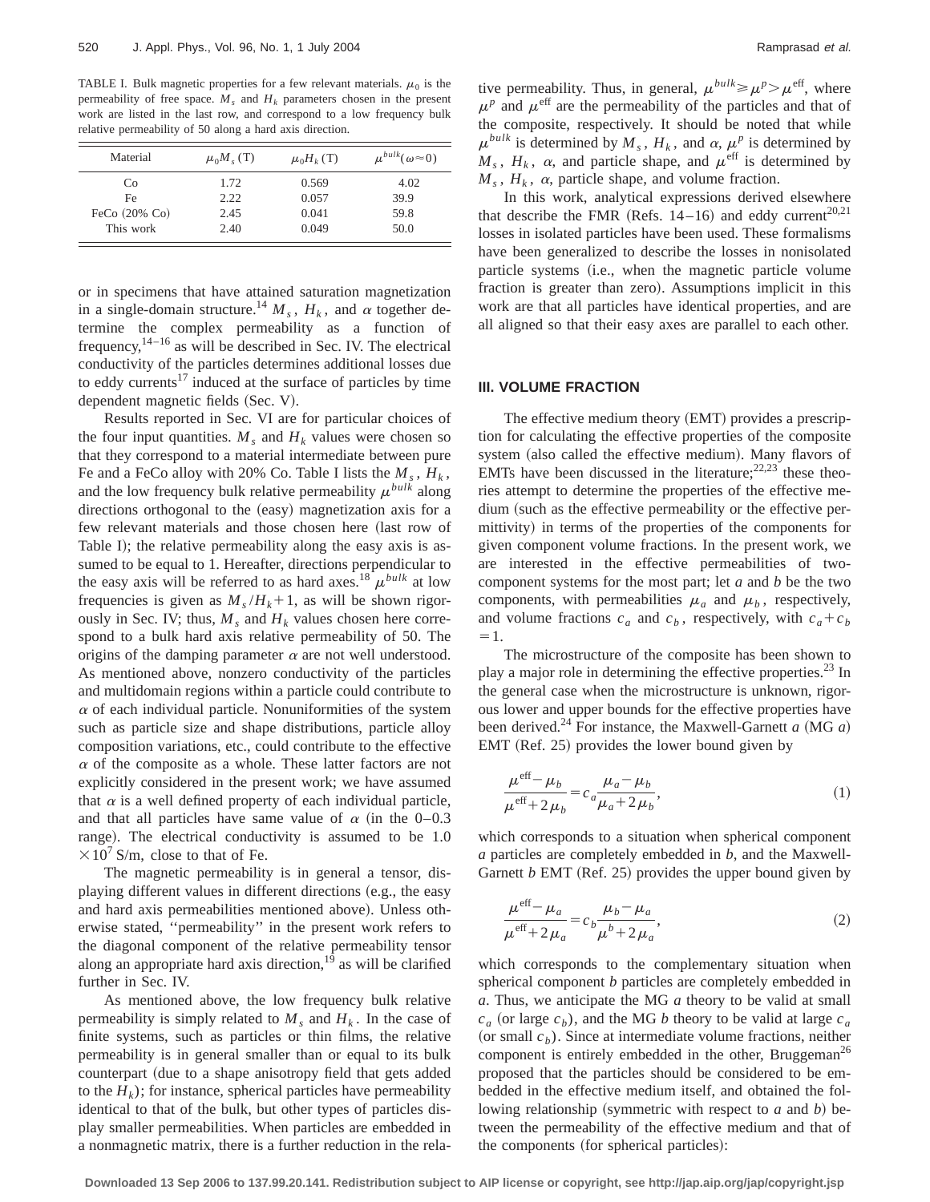TABLE I. Bulk magnetic properties for a few relevant materials. $\mu_0$ is the permeability of free space. $M_s$ and $H_k$ parameters chosen in the present work are listed in the last row, and correspond to a low frequency bulk relative permeability of 50 along a hard axis direction.

| Material | $\mu_0 M_s$ (T) | $\mu_0 H_k$ (T) | $\mu^{bulk}(\omega \approx 0)$ |
|---|---|---|---|
| Co | 1.72 | 0.569 | 4.02 |
| Fe | 2.22 | 0.057 | 39.9 |
| FeCo (20% Co) | 2.45 | 0.041 | 59.8 |
| This work | 2.40 | 0.049 | 50.0 |

or in specimens that have attained saturation magnetization in a single-domain structure.[14] $M_s$, $H_k$, and $\alpha$ together determine the complex permeability as a function of frequency,[14–16] as will be described in Sec. IV. The electrical conductivity of the particles determines additional losses due to eddy currents[17] induced at the surface of particles by time dependent magnetic fields (Sec. V).

Results reported in Sec. VI are for particular choices of the four input quantities. $M_s$ and $H_k$ values were chosen so that they correspond to a material intermediate between pure Fe and a FeCo alloy with 20% Co. Table I lists the $M_s$, $H_k$, and the low frequency bulk relative permeability $\mu^{bulk}$ along directions orthogonal to the (easy) magnetization axis for a few relevant materials and those chosen here (last row of Table I); the relative permeability along the easy axis is assumed to be equal to 1. Hereafter, directions perpendicular to the easy axis will be referred to as hard axes.[18] $\mu^{bulk}$ at low frequencies is given as $M_s/H_k+1$, as will be shown rigorously in Sec. IV; thus, $M_s$ and $H_k$ values chosen here correspond to a bulk hard axis relative permeability of 50. The origins of the damping parameter $\alpha$ are not well understood. As mentioned above, nonzero conductivity of the particles and multidomain regions within a particle could contribute to $\alpha$ of each individual particle. Nonuniformities of the system such as particle size and shape distributions, particle alloy composition variations, etc., could contribute to the effective $\alpha$ of the composite as a whole. These latter factors are not explicitly considered in the present work; we have assumed that $\alpha$ is a well defined property of each individual particle, and that all particles have same value of $\alpha$ (in the 0–0.3 range). The electrical conductivity is assumed to be $1.0 \times 10^7$ S/m, close to that of Fe.

The magnetic permeability is in general a tensor, displaying different values in different directions (e.g., the easy and hard axis permeabilities mentioned above). Unless otherwise stated, "permeability" in the present work refers to the diagonal component of the relative permeability tensor along an appropriate hard axis direction,[19] as will be clarified further in Sec. IV.

As mentioned above, the low frequency bulk relative permeability is simply related to $M_s$ and $H_k$. In the case of finite systems, such as particles or thin films, the relative permeability is in general smaller than or equal to its bulk counterpart (due to a shape anisotropy field that gets added to the $H_k$); for instance, spherical particles have permeability identical to that of the bulk, but other types of particles display smaller permeabilities. When particles are embedded in a nonmagnetic matrix, there is a further reduction in the relative permeability. Thus, in general, $\mu^{bulk} \geqslant \mu^p > \mu^{\text{eff}}$, where $\mu^p$ and $\mu^{\text{eff}}$ are the permeability of the particles and that of the composite, respectively. It should be noted that while $\mu^{bulk}$ is determined by $M_s$, $H_k$, and $\alpha$, $\mu^p$ is determined by $M_s$, $H_k$, $\alpha$, and particle shape, and $\mu^{\text{eff}}$ is determined by $M_s$, $H_k$, $\alpha$, particle shape, and volume fraction.

In this work, analytical expressions derived elsewhere that describe the FMR (Refs. 14–16) and eddy current[20,21] losses in isolated particles have been used. These formalisms have been generalized to describe the losses in nonisolated particle systems (i.e., when the magnetic particle volume fraction is greater than zero). Assumptions implicit in this work are that all particles have identical properties, and are all aligned so that their easy axes are parallel to each other.

## III. VOLUME FRACTION

The effective medium theory (EMT) provides a prescription for calculating the effective properties of the composite system (also called the effective medium). Many flavors of EMTs have been discussed in the literature;[22,23] these theories attempt to determine the properties of the effective medium (such as the effective permeability or the effective permittivity) in terms of the properties of the components for given component volume fractions. In the present work, we are interested in the effective permeabilities of two-component systems for the most part; let $a$ and $b$ be the two components, with permeabilities $\mu_a$ and $\mu_b$, respectively, and volume fractions $c_a$ and $c_b$, respectively, with $c_a + c_b = 1$.

The microstructure of the composite has been shown to play a major role in determining the effective properties.[23] In the general case when the microstructure is unknown, rigorous lower and upper bounds for the effective properties have been derived.[24] For instance, the Maxwell-Garnett $a$ (MG $a$) EMT (Ref. 25) provides the lower bound given by

$$\frac{\mu^{\text{eff}} - \mu_b}{\mu^{\text{eff}} + 2\mu_b} = c_a \frac{\mu_a - \mu_b}{\mu_a + 2\mu_b}, \tag{1}$$

which corresponds to a situation when spherical component $a$ particles are completely embedded in $b$, and the Maxwell-Garnett $b$ EMT (Ref. 25) provides the upper bound given by

$$\frac{\mu^{\text{eff}} - \mu_a}{\mu^{\text{eff}} + 2\mu_a} = c_b \frac{\mu_b - \mu_a}{\mu^b + 2\mu_a}, \tag{2}$$

which corresponds to the complementary situation when spherical component $b$ particles are completely embedded in $a$. Thus, we anticipate the MG $a$ theory to be valid at small $c_a$ (or large $c_b$), and the MG $b$ theory to be valid at large $c_a$ (or small $c_b$). Since at intermediate volume fractions, neither component is entirely embedded in the other, Bruggeman[26] proposed that the particles should be considered to be embedded in the effective medium itself, and obtained the following relationship (symmetric with respect to $a$ and $b$) between the permeability of the effective medium and that of the components (for spherical particles):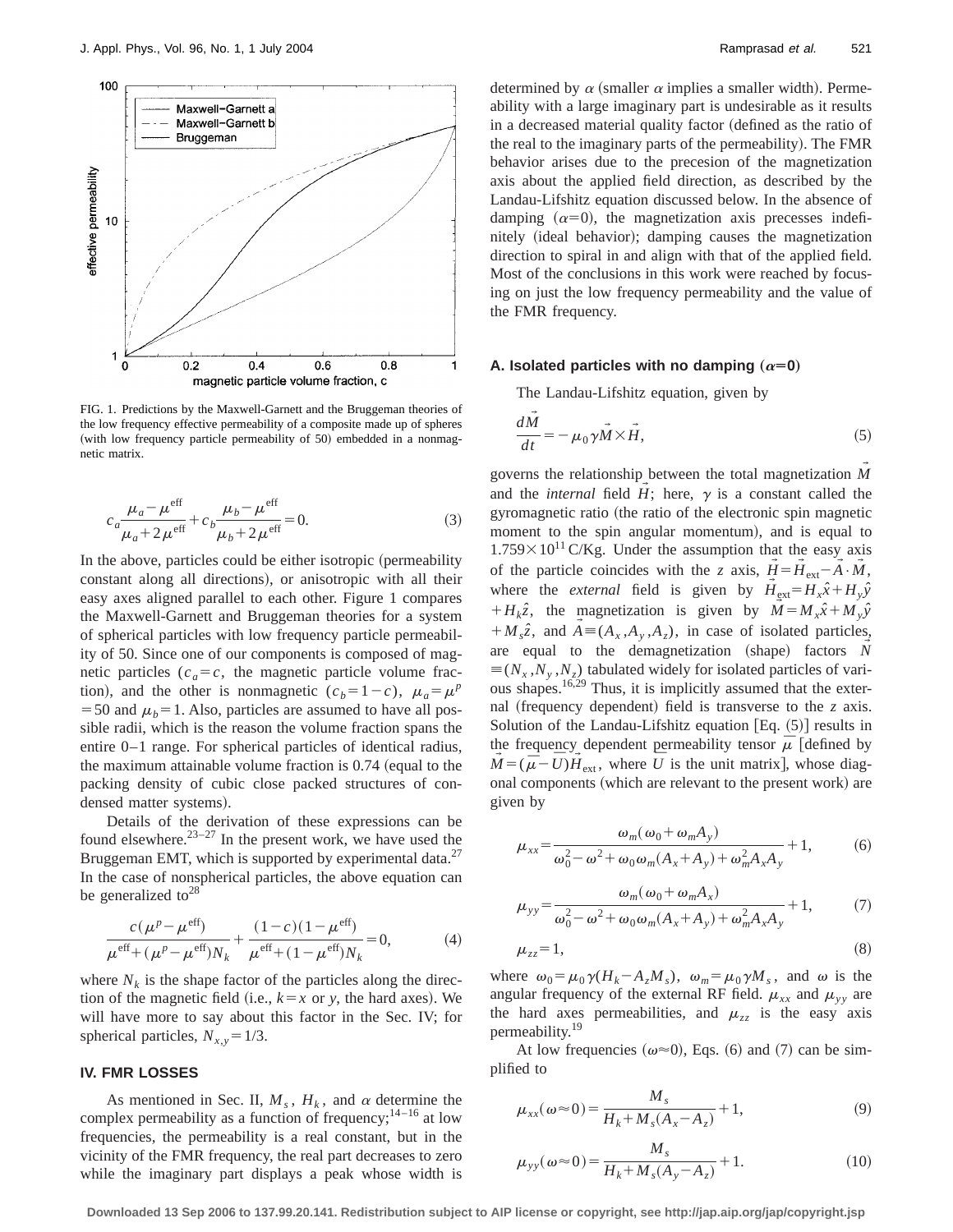FIG. 1. Predictions by the Maxwell-Garnett and the Bruggeman theories of the low frequency effective permeability of a composite made up of spheres (with low frequency particle permeability of 50) embedded in a nonmagnetic matrix.

$$c_a\frac{\mu_a-\mu^{\text{eff}}}{\mu_a+2\mu^{\text{eff}}}+c_b\frac{\mu_b-\mu^{\text{eff}}}{\mu_b+2\mu^{\text{eff}}}=0. \tag{3}$$

In the above, particles could be either isotropic (permeability constant along all directions), or anisotropic with all their easy axes aligned parallel to each other. Figure 1 compares the Maxwell-Garnett and Bruggeman theories for a system of spherical particles with low frequency particle permeability of 50. Since one of our components is composed of magnetic particles ($c_a=c$, the magnetic particle volume fraction), and the other is nonmagnetic ($c_b=1-c$), $\mu_a=\mu^p=50$ and $\mu_b=1$. Also, particles are assumed to have all possible radii, which is the reason the volume fraction spans the entire 0–1 range. For spherical particles of identical radius, the maximum attainable volume fraction is 0.74 (equal to the packing density of cubic close packed structures of condensed matter systems).

Details of the derivation of these expressions can be found elsewhere.[23–27] In the present work, we have used the Bruggeman EMT, which is supported by experimental data.[27] In the case of nonspherical particles, the above equation can be generalized to[28]

$$\frac{c(\mu^p-\mu^{\text{eff}})}{\mu^{\text{eff}}+(\mu^p-\mu^{\text{eff}})N_k}+\frac{(1-c)(1-\mu^{\text{eff}})}{\mu^{\text{eff}}+(1-\mu^{\text{eff}})N_k}=0, \tag{4}$$

where $N_k$ is the shape factor of the particles along the direction of the magnetic field (i.e., $k=x$ or $y$, the hard axes). We will have more to say about this factor in the Sec. IV; for spherical particles, $N_{x,y}=1/3$.

## IV. FMR LOSSES

As mentioned in Sec. II, $M_s$, $H_k$, and $\alpha$ determine the complex permeability as a function of frequency;[14–16] at low frequencies, the permeability is a real constant, but in the vicinity of the FMR frequency, the real part decreases to zero while the imaginary part displays a peak whose width is determined by $\alpha$ (smaller $\alpha$ implies a smaller width). Permeability with a large imaginary part is undesirable as it results in a decreased material quality factor (defined as the ratio of the real to the imaginary parts of the permeability). The FMR behavior arises due to the precesion of the magnetization axis about the applied field direction, as described by the Landau-Lifshitz equation discussed below. In the absence of damping ($\alpha=0$), the magnetization axis precesses indefinitely (ideal behavior); damping causes the magnetization direction to spiral in and align with that of the applied field. Most of the conclusions in this work were reached by focusing on just the low frequency permeability and the value of the FMR frequency.

### A. Isolated particles with no damping ($\alpha=0$)

The Landau-Lifshitz equation, given by

$$\frac{d\vec{M}}{dt}=-\mu_0\gamma\vec{M}\times\vec{H}, \tag{5}$$

governs the relationship between the total magnetization $\vec{M}$ and the *internal* field $\vec{H}$; here, $\gamma$ is a constant called the gyromagnetic ratio (the ratio of the electronic spin magnetic moment to the spin angular momentum), and is equal to $1.759\times10^{11}$ C/Kg. Under the assumption that the easy axis of the particle coincides with the $z$ axis, $\vec{H}=\vec{H}_{\text{ext}}-\vec{A}\cdot\vec{M}$, where the *external* field is given by $\vec{H}_{\text{ext}}=H_x\hat{x}+H_y\hat{y}+H_k\hat{z}$, the magnetization is given by $\vec{M}=M_x\hat{x}+M_y\hat{y}+M_s\hat{z}$, and $\vec{A}\equiv(A_x,A_y,A_z)$, in case of isolated particles, are equal to the demagnetization (shape) factors $\vec{N}\equiv(N_x,N_y,N_z)$ tabulated widely for isolated particles of various shapes.[16,29] Thus, it is implicitly assumed that the external (frequency dependent) field is transverse to the $z$ axis. Solution of the Landau-Lifshitz equation [Eq. (5)] results in the frequency dependent permeability tensor $\overline{\overline{\mu}}$ [defined by $\vec{M}=(\overline{\overline{\mu}}-\overline{\overline{U}})\vec{H}_{\text{ext}}$, where $\overline{\overline{U}}$ is the unit matrix], whose diagonal components (which are relevant to the present work) are given by

$$\mu_{xx}=\frac{\omega_m(\omega_0+\omega_m A_y)}{\omega_0^2-\omega^2+\omega_0\omega_m(A_x+A_y)+\omega_m^2 A_x A_y}+1, \tag{6}$$

$$\mu_{yy}=\frac{\omega_m(\omega_0+\omega_m A_x)}{\omega_0^2-\omega^2+\omega_0\omega_m(A_x+A_y)+\omega_m^2 A_x A_y}+1, \tag{7}$$

$$\mu_{zz}=1, \tag{8}$$

where $\omega_0=\mu_0\gamma(H_k-A_zM_s)$, $\omega_m=\mu_0\gamma M_s$, and $\omega$ is the angular frequency of the external RF field. $\mu_{xx}$ and $\mu_{yy}$ are the hard axes permeabilities, and $\mu_{zz}$ is the easy axis permeability.[19]

At low frequencies ($\omega\approx0$), Eqs. (6) and (7) can be simplified to

$$\mu_{xx}(\omega\approx0)=\frac{M_s}{H_k+M_s(A_x-A_z)}+1, \tag{9}$$

$$\mu_{yy}(\omega\approx0)=\frac{M_s}{H_k+M_s(A_y-A_z)}+1. \tag{10}$$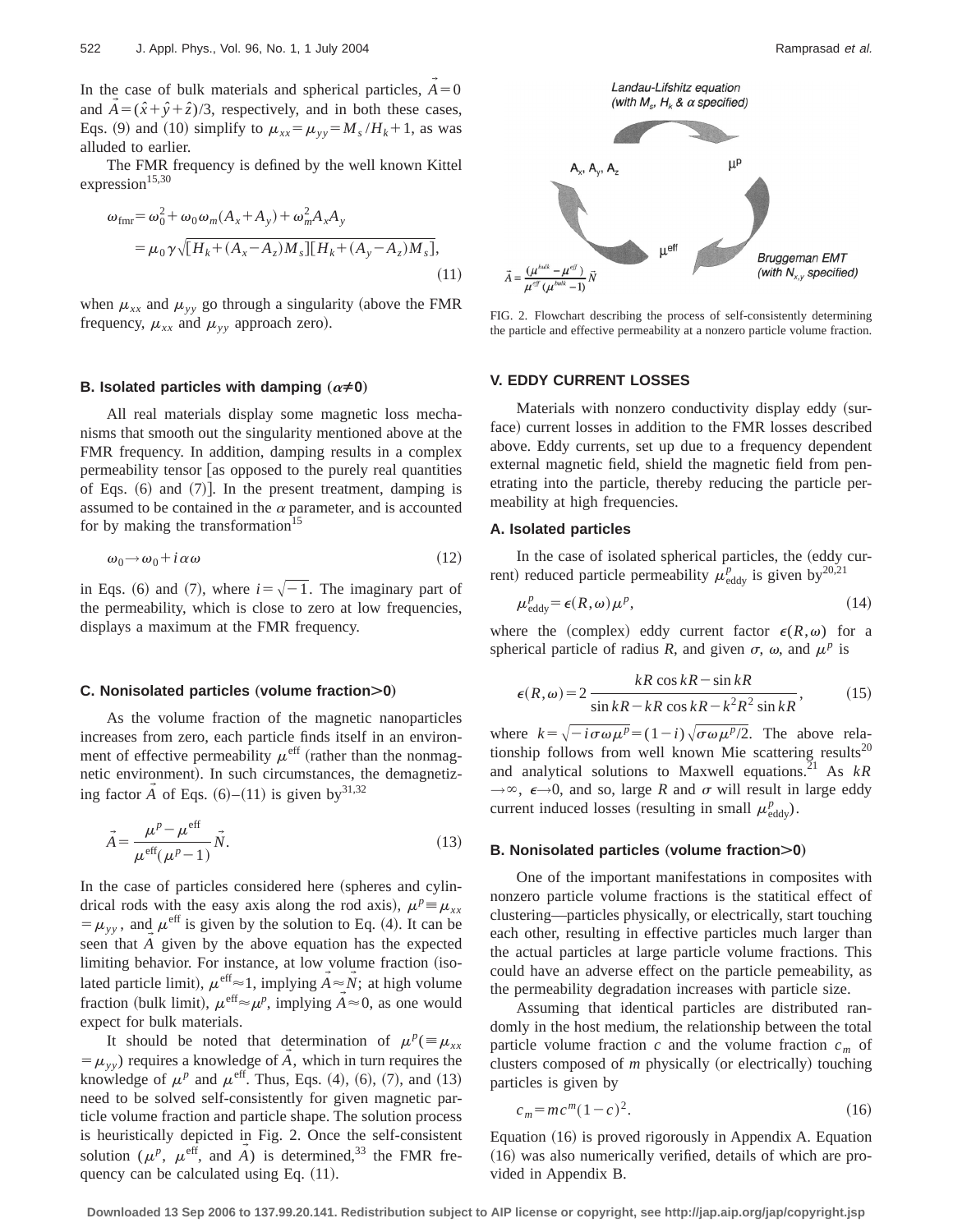In the case of bulk materials and spherical particles, $\vec{A}=0$ and $\vec{A}=(\hat{x}+\hat{y}+\hat{z})/3$, respectively, and in both these cases, Eqs. (9) and (10) simplify to $\mu_{xx}=\mu_{yy}=M_s/H_k+1$, as was alluded to earlier.

The FMR frequency is defined by the well known Kittel expression[15,30]

$$\begin{aligned}\omega_{\mathrm{fmr}} &= \omega_0^2+\omega_0\omega_m(A_x+A_y)+\omega_m^2 A_x A_y \\ &= \mu_0\gamma\sqrt{[H_k+(A_x-A_z)M_s][H_k+(A_y-A_z)M_s]},\end{aligned} \tag{11}$$

when $\mu_{xx}$ and $\mu_{yy}$ go through a singularity (above the FMR frequency, $\mu_{xx}$ and $\mu_{yy}$ approach zero).

### B. Isolated particles with damping ($\alpha \neq 0$)

All real materials display some magnetic loss mechanisms that smooth out the singularity mentioned above at the FMR frequency. In addition, damping results in a complex permeability tensor [as opposed to the purely real quantities of Eqs. (6) and (7)]. In the present treatment, damping is assumed to be contained in the $\alpha$ parameter, and is accounted for by making the transformation[15]

$$\omega_0 \rightarrow \omega_0 + i\alpha\omega \tag{12}$$

in Eqs. (6) and (7), where $i=\sqrt{-1}$. The imaginary part of the permeability, which is close to zero at low frequencies, displays a maximum at the FMR frequency.

### C. Nonisolated particles (volume fraction>0)

As the volume fraction of the magnetic nanoparticles increases from zero, each particle finds itself in an environment of effective permeability $\mu^{\mathrm{eff}}$ (rather than the nonmagnetic environment). In such circumstances, the demagnetizing factor $\vec{A}$ of Eqs. (6)–(11) is given by[31,32]

$$\vec{A}=\frac{\mu^p-\mu^{\mathrm{eff}}}{\mu^{\mathrm{eff}}(\mu^p-1)}\vec{N}. \tag{13}$$

In the case of particles considered here (spheres and cylindrical rods with the easy axis along the rod axis), $\mu^p \equiv \mu_{xx} = \mu_{yy}$, and $\mu^{\mathrm{eff}}$ is given by the solution to Eq. (4). It can be seen that $\vec{A}$ given by the above equation has the expected limiting behavior. For instance, at low volume fraction (isolated particle limit), $\mu^{\mathrm{eff}} \approx 1$, implying $\vec{A} \approx \vec{N}$; at high volume fraction (bulk limit), $\mu^{\mathrm{eff}} \approx \mu^p$, implying $\vec{A} \approx 0$, as one would expect for bulk materials.

It should be noted that determination of $\mu^p (\equiv \mu_{xx} = \mu_{yy})$ requires a knowledge of $\vec{A}$, which in turn requires the knowledge of $\mu^p$ and $\mu^{\mathrm{eff}}$. Thus, Eqs. (4), (6), (7), and (13) need to be solved self-consistently for given magnetic particle volume fraction and particle shape. The solution process is heuristically depicted in Fig. 2. Once the self-consistent solution ($\mu^p$, $\mu^{\mathrm{eff}}$, and $\vec{A}$) is determined,[33] the FMR frequency can be calculated using Eq. (11).

Landau-Lifshitz equation (with $M_s$, $H_k$ & $\alpha$ specified)

$A_x$, $A_y$, $A_z$ — $\mu^p$ — $\mu^{\mathrm{eff}}$

Bruggeman EMT (with $N_{x,y}$ specified)

$$\vec{A}=\frac{(\mu^{bulk}-\mu^{eff})}{\mu^{eff}(\mu^{bulk}-1)}\vec{N}$$

FIG. 2. Flowchart describing the process of self-consistently determining the particle and effective permeability at a nonzero particle volume fraction.

## V. EDDY CURRENT LOSSES

Materials with nonzero conductivity display eddy (surface) current losses in addition to the FMR losses described above. Eddy currents, set up due to a frequency dependent external magnetic field, shield the magnetic field from penetrating into the particle, thereby reducing the particle permeability at high frequencies.

### A. Isolated particles

In the case of isolated spherical particles, the (eddy current) reduced particle permeability $\mu^p_{\mathrm{eddy}}$ is given by[20,21]

$$\mu^p_{\mathrm{eddy}}=\epsilon(R,\omega)\mu^p, \tag{14}$$

where the (complex) eddy current factor $\epsilon(R,\omega)$ for a spherical particle of radius $R$, and given $\sigma$, $\omega$, and $\mu^p$ is

$$\epsilon(R,\omega)=2\frac{kR\cos kR-\sin kR}{\sin kR-kR\cos kR-k^2R^2\sin kR}, \tag{15}$$

where $k=\sqrt{-i\sigma\omega\mu^p}=(1-i)\sqrt{\sigma\omega\mu^p/2}$. The above relationship follows from well known Mie scattering results[20] and analytical solutions to Maxwell equations.[21] As $kR \rightarrow \infty$, $\epsilon \rightarrow 0$, and so, large $R$ and $\sigma$ will result in large eddy current induced losses (resulting in small $\mu^p_{\mathrm{eddy}}$).

### B. Nonisolated particles (volume fraction>0)

One of the important manifestations in composites with nonzero particle volume fractions is the statitical effect of clustering—particles physically, or electrically, start touching each other, resulting in effective particles much larger than the actual particles at large particle volume fractions. This could have an adverse effect on the particle pemeability, as the permeability degradation increases with particle size.

Assuming that identical particles are distributed randomly in the host medium, the relationship between the total particle volume fraction $c$ and the volume fraction $c_m$ of clusters composed of $m$ physically (or electrically) touching particles is given by

$$c_m = mc^m(1-c)^2. \tag{16}$$

Equation (16) is proved rigorously in Appendix A. Equation (16) was also numerically verified, details of which are provided in Appendix B.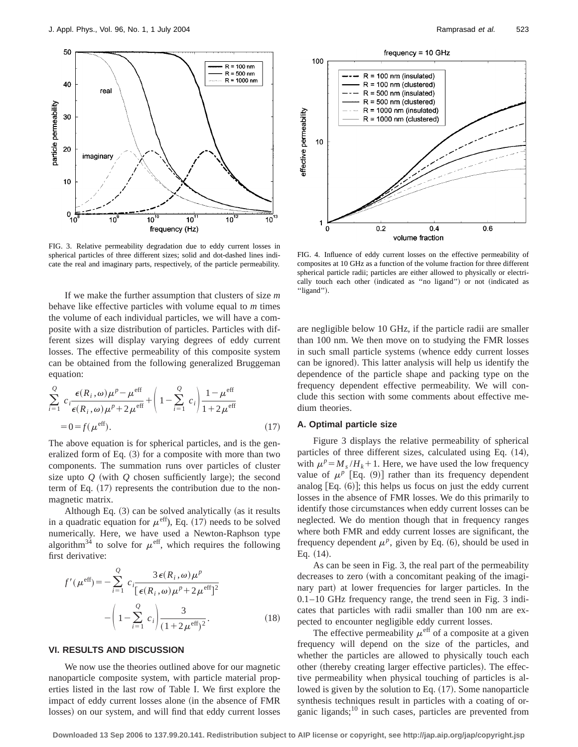FIG. 3. Relative permeability degradation due to eddy current losses in spherical particles of three different sizes; solid and dot-dashed lines indicate the real and imaginary parts, respectively, of the particle permeability.

FIG. 4. Influence of eddy current losses on the effective permeability of composites at 10 GHz as a function of the volume fraction for three different spherical particle radii; particles are either allowed to physically or electrically touch each other (indicated as "no ligand") or not (indicated as "ligand").

If we make the further assumption that clusters of size $m$ behave like effective particles with volume equal to $m$ times the volume of each individual particles, we will have a composite with a size distribution of particles. Particles with different sizes will display varying degrees of eddy current losses. The effective permeability of this composite system can be obtained from the following generalized Bruggeman equation:

$$\sum_{i=1}^{Q} c_i \frac{\epsilon(R_i,\omega)\mu^p - \mu^{\text{eff}}}{\epsilon(R_i,\omega)\mu^p + 2\mu^{\text{eff}}} + \left(1 - \sum_{i=1}^{Q} c_i\right)\frac{1-\mu^{\text{eff}}}{1+2\mu^{\text{eff}}} = 0 = f(\mu^{\text{eff}}). \tag{17}$$

The above equation is for spherical particles, and is the generalized form of Eq. (3) for a composite with more than two components. The summation runs over particles of cluster size upto $Q$ (with $Q$ chosen sufficiently large); the second term of Eq. (17) represents the contribution due to the nonmagnetic matrix.

Although Eq. (3) can be solved analytically (as it results in a quadratic equation for $\mu^{\text{eff}}$), Eq. (17) needs to be solved numerically. Here, we have used a Newton-Raphson type algorithm[34] to solve for $\mu^{\text{eff}}$, which requires the following first derivative:

$$f'(\mu^{\text{eff}}) = -\sum_{i=1}^{Q} c_i \frac{3\epsilon(R_i,\omega)\mu^p}{[\epsilon(R_i,\omega)\mu^p + 2\mu^{\text{eff}}]^2} - \left(1 - \sum_{i=1}^{Q} c_i\right)\frac{3}{(1+2\mu^{\text{eff}})^2}. \tag{18}$$

## VI. RESULTS AND DISCUSSION

We now use the theories outlined above for our magnetic nanoparticle composite system, with particle material properties listed in the last row of Table I. We first explore the impact of eddy current losses alone (in the absence of FMR losses) on our system, and will find that eddy current losses are negligible below 10 GHz, if the particle radii are smaller than 100 nm. We then move on to studying the FMR losses in such small particle systems (whence eddy current losses can be ignored). This latter analysis will help us identify the dependence of the particle shape and packing type on the frequency dependent effective permeability. We will conclude this section with some comments about effective medium theories.

### A. Optimal particle size

Figure 3 displays the relative permeability of spherical particles of three different sizes, calculated using Eq. (14), with $\mu^p = M_s/H_k + 1$. Here, we have used the low frequency value of $\mu^p$ [Eq. (9)] rather than its frequency dependent analog [Eq. (6)]; this helps us focus on just the eddy current losses in the absence of FMR losses. We do this primarily to identify those circumstances when eddy current losses can be neglected. We do mention though that in frequency ranges where both FMR and eddy current losses are significant, the frequency dependent $\mu^p$, given by Eq. (6), should be used in Eq. (14).

As can be seen in Fig. 3, the real part of the permeability decreases to zero (with a concomitant peaking of the imaginary part) at lower frequencies for larger particles. In the 0.1–10 GHz frequency range, the trend seen in Fig. 3 indicates that particles with radii smaller than 100 nm are expected to encounter negligible eddy current losses.

The effective permeability $\mu^{\text{eff}}$ of a composite at a given frequency will depend on the size of the particles, and whether the particles are allowed to physically touch each other (thereby creating larger effective particles). The effective permeability when physical touching of particles is allowed is given by the solution to Eq. (17). Some nanoparticle synthesis techniques result in particles with a coating of organic ligands;[10] in such cases, particles are prevented from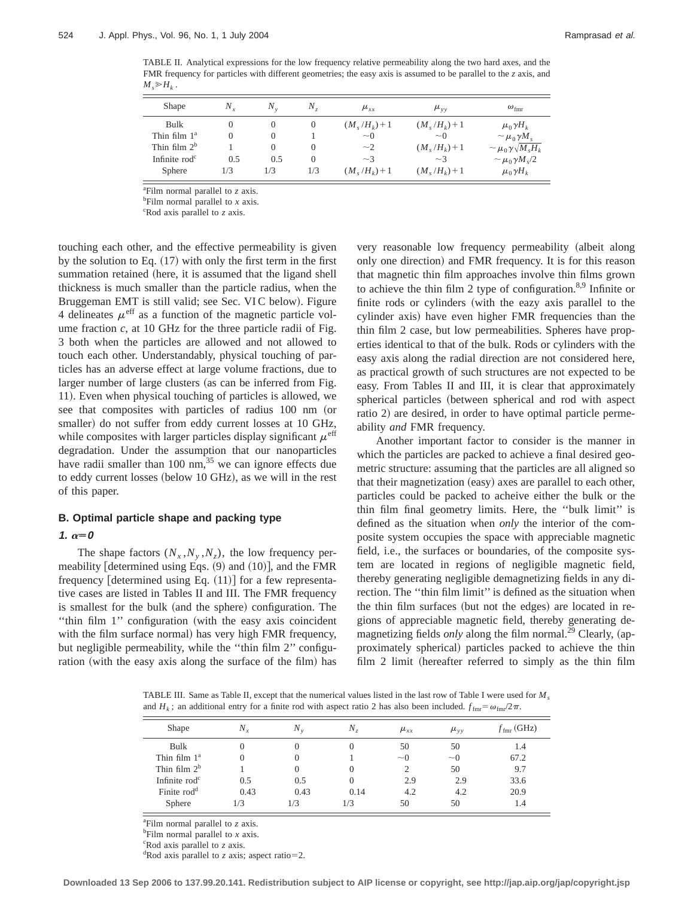TABLE II. Analytical expressions for the low frequency relative permeability along the two hard axes, and the FMR frequency for particles with different geometries; the easy axis is assumed to be parallel to the $z$ axis, and $M_s \gg H_k$.

| Shape | $N_x$ | $N_y$ | $N_z$ | $\mu_{xx}$ | $\mu_{yy}$ | $\omega_{\rm fmr}$ |
|---|---|---|---|---|---|---|
| Bulk | 0 | 0 | 0 | $(M_s/H_k)+1$ | $(M_s/H_k)+1$ | $\mu_0 \gamma H_k$ |
| Thin film 1[a] | 0 | 0 | 1 | $\sim 0$ | $\sim 0$ | $\sim \mu_0 \gamma M_s$ |
| Thin film 2[b] | 1 | 0 | 0 | $\sim 2$ | $(M_s/H_k)+1$ | $\sim \mu_0 \gamma \sqrt{M_s H_k}$ |
| Infinite rod[c] | 0.5 | 0.5 | 0 | $\sim 3$ | $\sim 3$ | $\sim \mu_0 \gamma M_s/2$ |
| Sphere | 1/3 | 1/3 | 1/3 | $(M_s/H_k)+1$ | $(M_s/H_k)+1$ | $\mu_0 \gamma H_k$ |

[a]Film normal parallel to $z$ axis.
[b]Film normal parallel to $x$ axis.
[c]Rod axis parallel to $z$ axis.

touching each other, and the effective permeability is given by the solution to Eq. (17) with only the first term in the first summation retained (here, it is assumed that the ligand shell thickness is much smaller than the particle radius, when the Bruggeman EMT is still valid; see Sec. VI C below). Figure 4 delineates $\mu^{\rm eff}$ as a function of the magnetic particle volume fraction $c$, at 10 GHz for the three particle radii of Fig. 3 both when the particles are allowed and not allowed to touch each other. Understandably, physical touching of particles has an adverse effect at large volume fractions, due to larger number of large clusters (as can be inferred from Fig. 11). Even when physical touching of particles is allowed, we see that composites with particles of radius 100 nm (or smaller) do not suffer from eddy current losses at 10 GHz, while composites with larger particles display significant $\mu^{\rm eff}$ degradation. Under the assumption that our nanoparticles have radii smaller than 100 nm,[35] we can ignore effects due to eddy current losses (below 10 GHz), as we will in the rest of this paper.

## B. Optimal particle shape and packing type

### 1. $\alpha=0$

The shape factors $(N_x, N_y, N_z)$, the low frequency permeability [determined using Eqs. (9) and (10)], and the FMR frequency [determined using Eq. (11)] for a few representative cases are listed in Tables II and III. The FMR frequency is smallest for the bulk (and the sphere) configuration. The "thin film 1" configuration (with the easy axis coincident with the film surface normal) has very high FMR frequency, but negligible permeability, while the "thin film 2" configuration (with the easy axis along the surface of the film) has very reasonable low frequency permeability (albeit along only one direction) and FMR frequency. It is for this reason that magnetic thin film approaches involve thin films grown to achieve the thin film 2 type of configuration.[8,9] Infinite or finite rods or cylinders (with the eazy axis parallel to the cylinder axis) have even higher FMR frequencies than the thin film 2 case, but low permeabilities. Spheres have properties identical to that of the bulk. Rods or cylinders with the easy axis along the radial direction are not considered here, as practical growth of such structures are not expected to be easy. From Tables II and III, it is clear that approximately spherical particles (between spherical and rod with aspect ratio 2) are desired, in order to have optimal particle permeability *and* FMR frequency.

Another important factor to consider is the manner in which the particles are packed to achieve a final desired geometric structure: assuming that the particles are all aligned so that their magnetization (easy) axes are parallel to each other, particles could be packed to acheive either the bulk or the thin film final geometry limits. Here, the "bulk limit" is defined as the situation when *only* the interior of the composite system occupies the space with appreciable magnetic field, i.e., the surfaces or boundaries, of the composite system are located in regions of negligible magnetic field, thereby generating negligible demagnetizing fields in any direction. The "thin film limit" is defined as the situation when the thin film surfaces (but not the edges) are located in regions of appreciable magnetic field, thereby generating demagnetizing fields *only* along the film normal.[29] Clearly, (approximately spherical) particles packed to achieve the thin film 2 limit (hereafter referred to simply as the thin film

TABLE III. Same as Table II, except that the numerical values listed in the last row of Table I were used for $M_s$ and $H_k$; an additional entry for a finite rod with aspect ratio 2 has also been included. $f_{\rm fmr}=\omega_{\rm fmr}/2\pi$.

| Shape | $N_x$ | $N_y$ | $N_z$ | $\mu_{xx}$ | $\mu_{yy}$ | $f_{\rm fmr}$ (GHz) |
|---|---|---|---|---|---|---|
| Bulk | 0 | 0 | 0 | 50 | 50 | 1.4 |
| Thin film 1[a] | 0 | 0 | 1 | $\sim 0$ | $\sim 0$ | 67.2 |
| Thin film 2[b] | 1 | 0 | 0 | 2 | 50 | 9.7 |
| Infinite rod[c] | 0.5 | 0.5 | 0 | 2.9 | 2.9 | 33.6 |
| Finite rod[d] | 0.43 | 0.43 | 0.14 | 4.2 | 4.2 | 20.9 |
| Sphere | 1/3 | 1/3 | 1/3 | 50 | 50 | 1.4 |

[a]Film normal parallel to $z$ axis.
[b]Film normal parallel to $x$ axis.
[c]Rod axis parallel to $z$ axis.
[d]Rod axis parallel to $z$ axis; aspect ratio=2.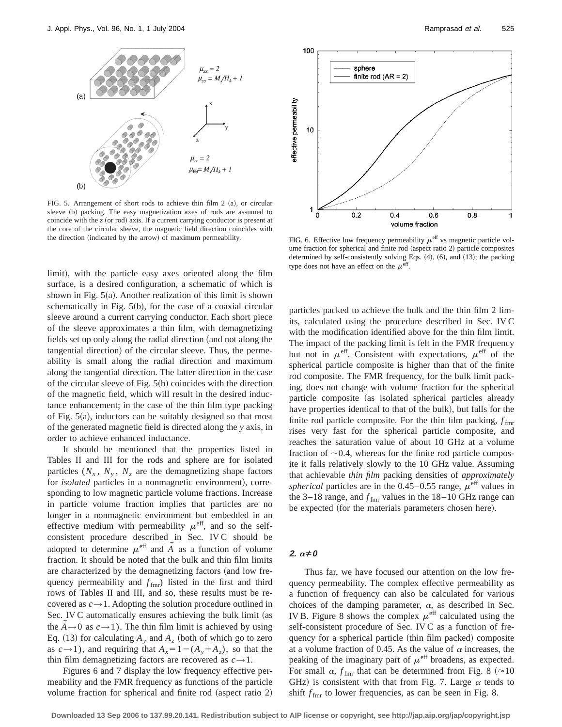limit), with the particle easy axes oriented along the film surface, is a desired configuration, a schematic of which is shown in Fig. 5(a). Another realization of this limit is shown schematically in Fig. 5(b), for the case of a coaxial circular sleeve around a current carrying conductor. Each short piece of the sleeve approximates a thin film, with demagnetizing fields set up only along the radial direction (and not along the tangential direction) of the circular sleeve. Thus, the permeability is small along the radial direction and maximum along the tangential direction. The latter direction in the case of the circular sleeve of Fig. 5(b) coincides with the direction of the magnetic field, which will result in the desired inductance enhancement; in the case of the thin film type packing of Fig. 5(a), inductors can be suitably designed so that most of the generated magnetic field is directed along the $y$ axis, in order to achieve enhanced inductance.

FIG. 5. Arrangement of short rods to achieve thin film 2 (a), or circular sleeve (b) packing. The easy magnetization axes of rods are assumed to coincide with the $z$ (or rod) axis. If a current carrying conductor is present at the core of the circular sleeve, the magnetic field direction coincides with the direction (indicated by the arrow) of maximum permeability.

It should be mentioned that the properties listed in Tables II and III for the rods and sphere are for isolated particles ($N_x$, $N_y$, $N_z$ are the demagnetizing shape factors for *isolated* particles in a nonmagnetic environment), corresponding to low magnetic particle volume fractions. Increase in particle volume fraction implies that particles are no longer in a nonmagnetic environment but embedded in an effective medium with permeability $\mu^{\text{eff}}$, and so the self-consistent procedure described in Sec. IV C should be adopted to determine $\mu^{\text{eff}}$ and $\vec{A}$ as a function of volume fraction. It should be noted that the bulk and thin film limits are characterized by the demagnetizing factors (and low frequency permeability and $f_{\text{fmr}}$) listed in the first and third rows of Tables II and III, and so, these results must be recovered as $c \to 1$. Adopting the solution procedure outlined in Sec. IV C automatically ensures achieving the bulk limit (as the $\vec{A} \to 0$ as $c \to 1$). The thin film limit is achieved by using Eq. (13) for calculating $A_y$ and $A_z$ (both of which go to zero as $c \to 1$), and requiring that $A_x = 1 - (A_y + A_z)$, so that the thin film demagnetizing factors are recovered as $c \to 1$.

Figures 6 and 7 display the low frequency effective permeability and the FMR frequency as functions of the particle volume fraction for spherical and finite rod (aspect ratio 2) particles packed to achieve the bulk and the thin film 2 limits, calculated using the procedure described in Sec. IV C with the modification identified above for the thin film limit. The impact of the packing limit is felt in the FMR frequency but not in $\mu^{\text{eff}}$. Consistent with expectations, $\mu^{\text{eff}}$ of the spherical particle composite is higher than that of the finite rod composite. The FMR frequency, for the bulk limit packing, does not change with volume fraction for the spherical particle composite (as isolated spherical particles already have properties identical to that of the bulk), but falls for the finite rod particle composite. For the thin film packing, $f_{\text{fmr}}$ rises very fast for the spherical particle composite, and reaches the saturation value of about 10 GHz at a volume fraction of ~0.4, whereas for the finite rod particle composite it falls relatively slowly to the 10 GHz value. Assuming that achievable *thin film* packing densities of *approximately spherical* particles are in the 0.45–0.55 range, $\mu^{\text{eff}}$ values in the 3–18 range, and $f_{\text{fmr}}$ values in the 18–10 GHz range can be expected (for the materials parameters chosen here).

FIG. 6. Effective low frequency permeability $\mu^{\text{eff}}$ vs magnetic particle volume fraction for spherical and finite rod (aspect ratio 2) particle composites determined by self-consistently solving Eqs. (4), (6), and (13); the packing type does not have an effect on the $\mu^{\text{eff}}$.

### 2. $\alpha \neq 0$

Thus far, we have focused our attention on the low frequency permeability. The complex effective permeability as a function of frequency can also be calculated for various choices of the damping parameter, $\alpha$, as described in Sec. IV B. Figure 8 shows the complex $\mu^{\text{eff}}$ calculated using the self-consistent procedure of Sec. IV C as a function of frequency for a spherical particle (thin film packed) composite at a volume fraction of 0.45. As the value of $\alpha$ increases, the peaking of the imaginary part of $\mu^{\text{eff}}$ broadens, as expected. For small $\alpha$, $f_{\text{fmr}}$ that can be determined from Fig. 8 ($\approx$10 GHz) is consistent with that from Fig. 7. Large $\alpha$ tends to shift $f_{\text{fmr}}$ to lower frequencies, as can be seen in Fig. 8.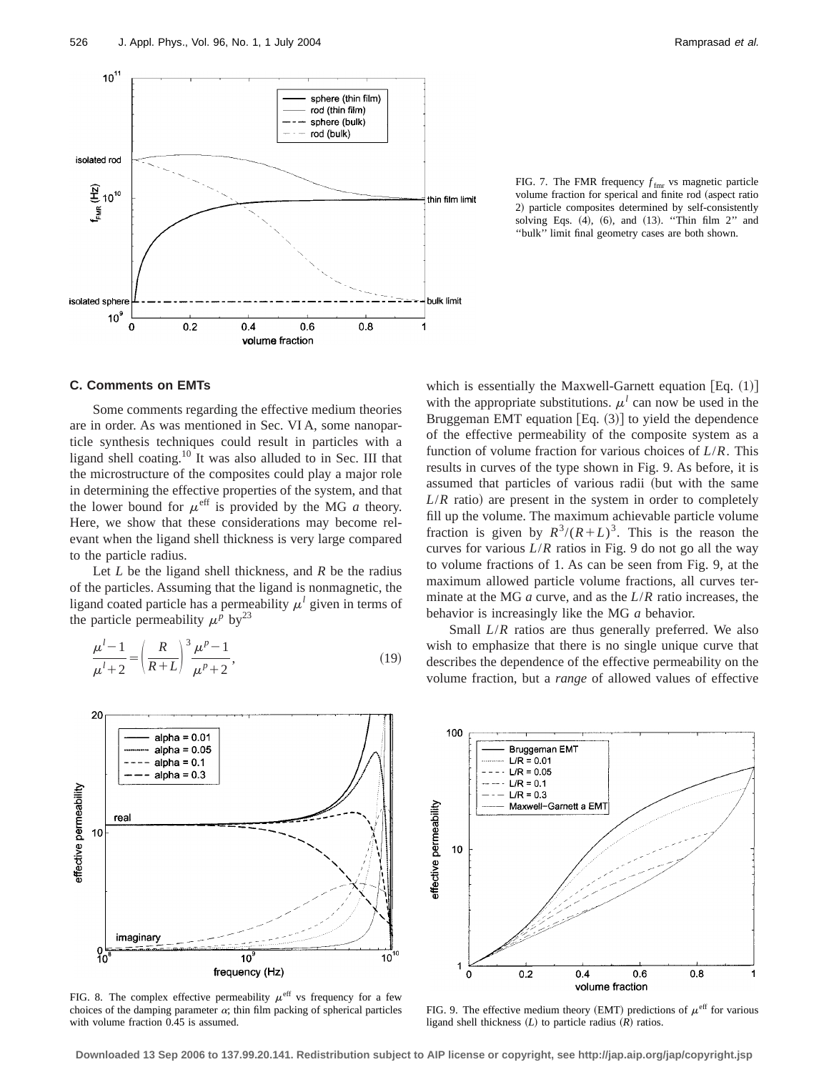FIG. 7. The FMR frequency $f_{\text{fmr}}$ vs magnetic particle volume fraction for sperical and finite rod (aspect ratio 2) particle composites determined by self-consistently solving Eqs. (4), (6), and (13). "Thin film 2" and "bulk" limit final geometry cases are both shown.

### C. Comments on EMTs

Some comments regarding the effective medium theories are in order. As was mentioned in Sec. VI A, some nanoparticle synthesis techniques could result in particles with a ligand shell coating.[10] It was also alluded to in Sec. III that the microstructure of the composites could play a major role in determining the effective properties of the system, and that the lower bound for $\mu^{\text{eff}}$ is provided by the MG *a* theory. Here, we show that these considerations may become relevant when the ligand shell thickness is very large compared to the particle radius.

Let $L$ be the ligand shell thickness, and $R$ be the radius of the particles. Assuming that the ligand is nonmagnetic, the ligand coated particle has a permeability $\mu^l$ given in terms of the particle permeability $\mu^p$ by[23]

$$\frac{\mu^l - 1}{\mu^l + 2} = \left(\frac{R}{R+L}\right)^3 \frac{\mu^p - 1}{\mu^p + 2}, \tag{19}$$

which is essentially the Maxwell-Garnett equation [Eq. (1)] with the appropriate substitutions. $\mu^l$ can now be used in the Bruggeman EMT equation [Eq. (3)] to yield the dependence of the effective permeability of the composite system as a function of volume fraction for various choices of $L/R$. This results in curves of the type shown in Fig. 9. As before, it is assumed that particles of various radii (but with the same $L/R$ ratio) are present in the system in order to completely fill up the volume. The maximum achievable particle volume fraction is given by $R^3/(R+L)^3$. This is the reason the curves for various $L/R$ ratios in Fig. 9 do not go all the way to volume fractions of 1. As can be seen from Fig. 9, at the maximum allowed particle volume fractions, all curves terminate at the MG *a* curve, and as the $L/R$ ratio increases, the behavior is increasingly like the MG *a* behavior.

Small $L/R$ ratios are thus generally preferred. We also wish to emphasize that there is no single unique curve that describes the dependence of the effective permeability on the volume fraction, but a *range* of allowed values of effective

FIG. 8. The complex effective permeability $\mu^{\text{eff}}$ vs frequency for a few choices of the damping parameter $\alpha$; thin film packing of spherical particles with volume fraction 0.45 is assumed.

FIG. 9. The effective medium theory (EMT) predictions of $\mu^{\text{eff}}$ for various ligand shell thickness ($L$) to particle radius ($R$) ratios.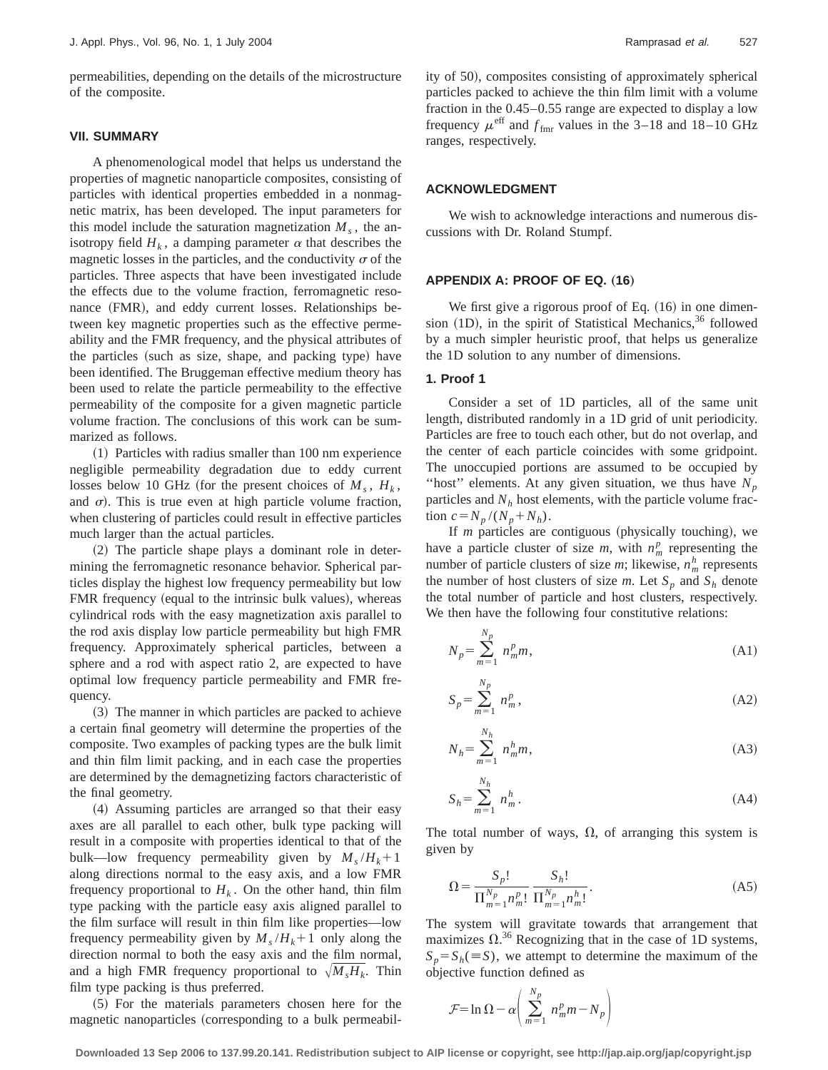permeabilities, depending on the details of the microstructure of the composite.

### VII. SUMMARY

A phenomenological model that helps us understand the properties of magnetic nanoparticle composites, consisting of particles with identical properties embedded in a nonmagnetic matrix, has been developed. The input parameters for this model include the saturation magnetization $M_s$, the anisotropy field $H_k$, a damping parameter $\alpha$ that describes the magnetic losses in the particles, and the conductivity $\sigma$ of the particles. Three aspects that have been investigated include the effects due to the volume fraction, ferromagnetic resonance (FMR), and eddy current losses. Relationships between key magnetic properties such as the effective permeability and the FMR frequency, and the physical attributes of the particles (such as size, shape, and packing type) have been identified. The Bruggeman effective medium theory has been used to relate the particle permeability to the effective permeability of the composite for a given magnetic particle volume fraction. The conclusions of this work can be summarized as follows.

(1) Particles with radius smaller than 100 nm experience negligible permeability degradation due to eddy current losses below 10 GHz (for the present choices of $M_s$, $H_k$, and $\sigma$). This is true even at high particle volume fraction, when clustering of particles could result in effective particles much larger than the actual particles.

(2) The particle shape plays a dominant role in determining the ferromagnetic resonance behavior. Spherical particles display the highest low frequency permeability but low FMR frequency (equal to the intrinsic bulk values), whereas cylindrical rods with the easy magnetization axis parallel to the rod axis display low particle permeability but high FMR frequency. Approximately spherical particles, between a sphere and a rod with aspect ratio 2, are expected to have optimal low frequency particle permeability and FMR frequency.

(3) The manner in which particles are packed to achieve a certain final geometry will determine the properties of the composite. Two examples of packing types are the bulk limit and thin film limit packing, and in each case the properties are determined by the demagnetizing factors characteristic of the final geometry.

(4) Assuming particles are arranged so that their easy axes are all parallel to each other, bulk type packing will result in a composite with properties identical to that of the bulk—low frequency permeability given by $M_s/H_k+1$ along directions normal to the easy axis, and a low FMR frequency proportional to $H_k$. On the other hand, thin film type packing with the particle easy axis aligned parallel to the film surface will result in thin film like properties—low frequency permeability given by $M_s/H_k+1$ only along the direction normal to both the easy axis and the film normal, and a high FMR frequency proportional to $\sqrt{M_s H_k}$. Thin film type packing is thus preferred.

(5) For the materials parameters chosen here for the magnetic nanoparticles (corresponding to a bulk permeability of 50), composites consisting of approximately spherical particles packed to achieve the thin film limit with a volume fraction in the 0.45–0.55 range are expected to display a low frequency $\mu^{\text{eff}}$ and $f_{\text{fmr}}$ values in the 3–18 and 18–10 GHz ranges, respectively.

### ACKNOWLEDGMENT

We wish to acknowledge interactions and numerous discussions with Dr. Roland Stumpf.

### APPENDIX A: PROOF OF EQ. (16)

We first give a rigorous proof of Eq. (16) in one dimension (1D), in the spirit of Statistical Mechanics,[36] followed by a much simpler heuristic proof, that helps us generalize the 1D solution to any number of dimensions.

#### 1. Proof 1

Consider a set of 1D particles, all of the same unit length, distributed randomly in a 1D grid of unit periodicity. Particles are free to touch each other, but do not overlap, and the center of each particle coincides with some gridpoint. The unoccupied portions are assumed to be occupied by "host" elements. At any given situation, we thus have $N_p$ particles and $N_h$ host elements, with the particle volume fraction $c=N_p/(N_p+N_h)$.

If $m$ particles are contiguous (physically touching), we have a particle cluster of size $m$, with $n_m^p$ representing the number of particle clusters of size $m$; likewise, $n_m^h$ represents the number of host clusters of size $m$. Let $S_p$ and $S_h$ denote the total number of particle and host clusters, respectively. We then have the following four constitutive relations:

$$N_p=\sum_{m=1}^{N_p} n_m^p m, \tag{A1}$$

$$S_p=\sum_{m=1}^{N_p} n_m^p, \tag{A2}$$

$$N_h=\sum_{m=1}^{N_h} n_m^h m, \tag{A3}$$

$$S_h=\sum_{m=1}^{N_h} n_m^h. \tag{A4}$$

The total number of ways, $\Omega$, of arranging this system is given by

$$\Omega=\frac{S_p!}{\Pi_{m=1}^{N_p} n_m^p!}\,\frac{S_h!}{\Pi_{m=1}^{N_p} n_m^h!}. \tag{A5}$$

The system will gravitate towards that arrangement that maximizes $\Omega$.[36] Recognizing that in the case of 1D systems, $S_p=S_h(\equiv S)$, we attempt to determine the maximum of the objective function defined as

$$\mathcal{F}=\ln\Omega-\alpha\left(\sum_{m=1}^{N_p} n_m^p m-N_p\right)$$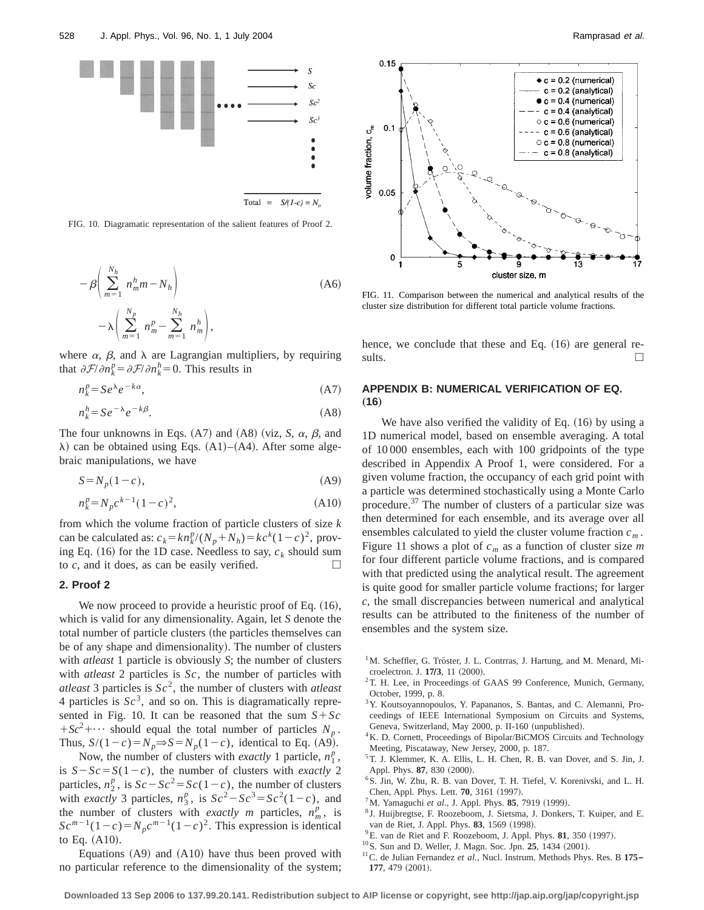FIG. 10. Diagramatic representation of the salient features of Proof 2.

$$-\beta\left(\sum_{m=1}^{N_h} n_m^h m - N_h\right) - \lambda\left(\sum_{m=1}^{N_p} n_m^p - \sum_{m=1}^{N_h} n_m^h\right), \tag{A6}$$

where $\alpha$, $\beta$, and $\lambda$ are Lagrangian multipliers, by requiring that $\partial\mathcal{F}/\partial n_k^p = \partial\mathcal{F}/\partial n_k^h = 0$. This results in

$$n_k^p = S e^{\lambda} e^{-k\alpha}, \tag{A7}$$

$$n_k^h = S e^{-\lambda} e^{-k\beta}. \tag{A8}$$

The four unknowns in Eqs. (A7) and (A8) (viz, $S$, $\alpha$, $\beta$, and $\lambda$) can be obtained using Eqs. (A1)–(A4). After some algebraic manipulations, we have

$$S = N_p(1-c), \tag{A9}$$

$$n_k^p = N_p c^{k-1}(1-c)^2, \tag{A10}$$

from which the volume fraction of particle clusters of size $k$ can be calculated as: $c_k = k n_k^p/(N_p + N_h) = k c^k (1-c)^2$, proving Eq. (16) for the 1D case. Needless to say, $c_k$ should sum to $c$, and it does, as can be easily verified. □

### 2. Proof 2

We now proceed to provide a heuristic proof of Eq. (16), which is valid for any dimensionality. Again, let $S$ denote the total number of particle clusters (the particles themselves can be of any shape and dimensionality). The number of clusters with *atleast* 1 particle is obviously $S$; the number of clusters with *atleast* 2 particles is $Sc$, the number of particles with *atleast* 3 particles is $Sc^2$, the number of clusters with *atleast* 4 particles is $Sc^3$, and so on. This is diagramatically represented in Fig. 10. It can be reasoned that the sum $S + Sc + Sc^2 + \cdots$ should equal the total number of particles $N_p$. Thus, $S/(1-c) = N_p \Rightarrow S = N_p(1-c)$, identical to Eq. (A9).

Now, the number of clusters with *exactly* 1 particle, $n_1^p$, is $S - Sc = S(1-c)$, the number of clusters with *exactly* 2 particles, $n_2^p$, is $Sc - Sc^2 = Sc(1-c)$, the number of clusters with *exactly* 3 particles, $n_3^p$, is $Sc^2 - Sc^3 = Sc^2(1-c)$, and the number of clusters with *exactly* $m$ particles, $n_m^p$, is $Sc^{m-1}(1-c) = N_p c^{m-1}(1-c)^2$. This expression is identical to Eq. (A10).

Equations (A9) and (A10) have thus been proved with no particular reference to the dimensionality of the system; hence, we conclude that these and Eq. (16) are general results. □

FIG. 11. Comparison between the numerical and analytical results of the cluster size distribution for different total particle volume fractions.

## APPENDIX B: NUMERICAL VERIFICATION OF EQ. (16)

We have also verified the validity of Eq. (16) by using a 1D numerical model, based on ensemble averaging. A total of 10 000 ensembles, each with 100 gridpoints of the type described in Appendix A Proof 1, were considered. For a given volume fraction, the occupancy of each grid point with a particle was determined stochastically using a Monte Carlo procedure.[37] The number of clusters of a particular size was then determined for each ensemble, and its average over all ensembles calculated to yield the cluster volume fraction $c_m$. Figure 11 shows a plot of $c_m$ as a function of cluster size $m$ for four different particle volume fractions, and is compared with that predicted using the analytical result. The agreement is quite good for smaller particle volume fractions; for larger $c$, the small discrepancies between numerical and analytical results can be attributed to the finiteness of the number of ensembles and the system size.

[1] M. Scheffler, G. Tröster, J. L. Contrras, J. Hartung, and M. Menard, Microelectron. J. **17/3**, 11 (2000).
[2] T. H. Lee, in Proceedings of GAAS 99 Conference, Munich, Germany, October, 1999, p. 8.
[3] Y. Koutsoyannopoulos, Y. Papananos, S. Bantas, and C. Alemanni, Proceedings of IEEE International Symposium on Circuits and Systems, Geneva, Switzerland, May 2000, p. II-160 (unpublished).
[4] K. D. Cornett, Proceedings of Bipolar/BiCMOS Circuits and Technology Meeting, Piscataway, New Jersey, 2000, p. 187.
[5] T. J. Klemmer, K. A. Ellis, L. H. Chen, R. B. van Dover, and S. Jin, J. Appl. Phys. **87**, 830 (2000).
[6] S. Jin, W. Zhu, R. B. van Dover, T. H. Tiefel, V. Korenivski, and L. H. Chen, Appl. Phys. Lett. **70**, 3161 (1997).
[7] M. Yamaguchi *et al.*, J. Appl. Phys. **85**, 7919 (1999).
[8] J. Huijbregtse, F. Roozeboom, J. Sietsma, J. Donkers, T. Kuiper, and E. van de Riet, J. Appl. Phys. **83**, 1569 (1998).
[9] E. van de Riet and F. Roozeboom, J. Appl. Phys. **81**, 350 (1997).
[10] S. Sun and D. Weller, J. Magn. Soc. Jpn. **25**, 1434 (2001).
[11] C. de Julian Fernandez *et al.*, Nucl. Instrum. Methods Phys. Res. B **175–177**, 479 (2001).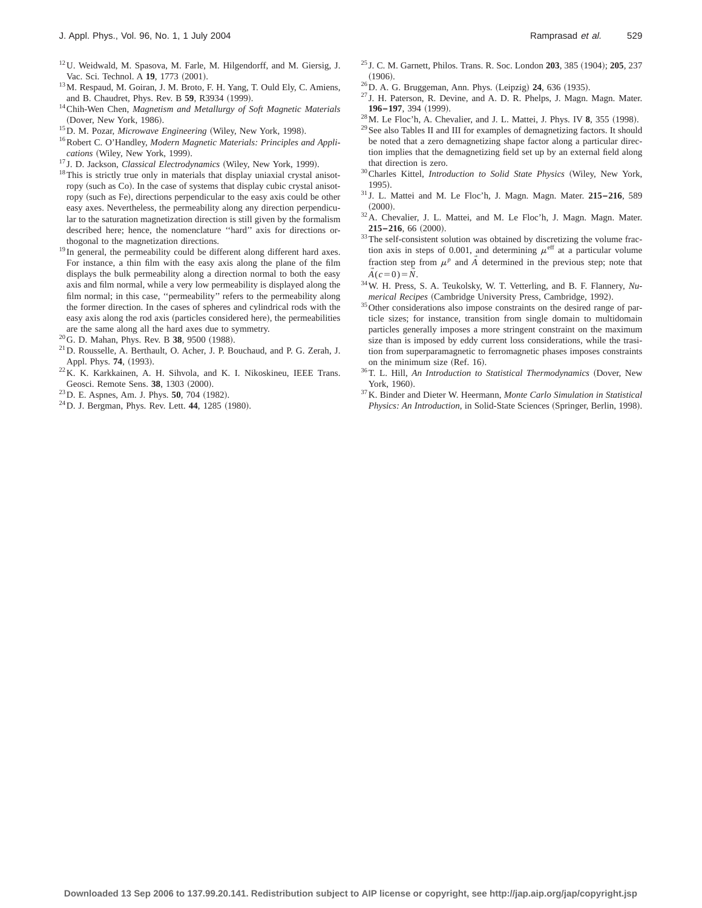[12] U. Weidwald, M. Spasova, M. Farle, M. Hilgendorff, and M. Giersig, J. Vac. Sci. Technol. A **19**, 1773 (2001).

[13] M. Respaud, M. Goiran, J. M. Broto, F. H. Yang, T. Ould Ely, C. Amiens, and B. Chaudret, Phys. Rev. B **59**, R3934 (1999).

[14] Chih-Wen Chen, *Magnetism and Metallurgy of Soft Magnetic Materials* (Dover, New York, 1986).

[15] D. M. Pozar, *Microwave Engineering* (Wiley, New York, 1998).

[16] Robert C. O'Handley, *Modern Magnetic Materials: Principles and Applications* (Wiley, New York, 1999).

[17] J. D. Jackson, *Classical Electrodynamics* (Wiley, New York, 1999).

[18] This is strictly true only in materials that display uniaxial crystal anisotropy (such as Co). In the case of systems that display cubic crystal anisotropy (such as Fe), directions perpendicular to the easy axis could be other easy axes. Nevertheless, the permeability along any direction perpendicular to the saturation magnetization direction is still given by the formalism described here; hence, the nomenclature ''hard'' axis for directions orthogonal to the magnetization directions.

[19] In general, the permeability could be different along different hard axes. For instance, a thin film with the easy axis along the plane of the film displays the bulk permeability along a direction normal to both the easy axis and film normal, while a very low permeability is displayed along the film normal; in this case, ''permeability'' refers to the permeability along the former direction. In the cases of spheres and cylindrical rods with the easy axis along the rod axis (particles considered here), the permeabilities are the same along all the hard axes due to symmetry.

[20] G. D. Mahan, Phys. Rev. B **38**, 9500 (1988).

[21] D. Rousselle, A. Berthault, O. Acher, J. P. Bouchaud, and P. G. Zerah, J. Appl. Phys. **74**, (1993).

[22] K. K. Karkkainen, A. H. Sihvola, and K. I. Nikoskineu, IEEE Trans. Geosci. Remote Sens. **38**, 1303 (2000).

[23] D. E. Aspnes, Am. J. Phys. **50**, 704 (1982).

[24] D. J. Bergman, Phys. Rev. Lett. **44**, 1285 (1980).

[25] J. C. M. Garnett, Philos. Trans. R. Soc. London **203**, 385 (1904); **205**, 237 (1906).

[26] D. A. G. Bruggeman, Ann. Phys. (Leipzig) **24**, 636 (1935).

[27] J. H. Paterson, R. Devine, and A. D. R. Phelps, J. Magn. Magn. Mater. **196–197**, 394 (1999).

[28] M. Le Floc'h, A. Chevalier, and J. L. Mattei, J. Phys. IV **8**, 355 (1998).

[29] See also Tables II and III for examples of demagnetizing factors. It should be noted that a zero demagnetizing shape factor along a particular direction implies that the demagnetizing field set up by an external field along that direction is zero.

[30] Charles Kittel, *Introduction to Solid State Physics* (Wiley, New York, 1995).

[31] J. L. Mattei and M. Le Floc'h, J. Magn. Magn. Mater. **215–216**, 589 (2000).

[32] A. Chevalier, J. L. Mattei, and M. Le Floc'h, J. Magn. Magn. Mater. **215–216**, 66 (2000).

[33] The self-consistent solution was obtained by discretizing the volume fraction axis in steps of 0.001, and determining $\mu^{\text{eff}}$ at a particular volume fraction step from $\mu^{p}$ and $\vec{A}$ determined in the previous step; note that $\vec{A}(c=0)=\vec{N}$.

[34] W. H. Press, S. A. Teukolsky, W. T. Vetterling, and B. F. Flannery, *Numerical Recipes* (Cambridge University Press, Cambridge, 1992).

[35] Other considerations also impose constraints on the desired range of particle sizes; for instance, transition from single domain to multidomain particles generally imposes a more stringent constraint on the maximum size than is imposed by eddy current loss considerations, while the trasition from superparamagnetic to ferromagnetic phases imposes constraints on the minimum size (Ref. 16).

[36] T. L. Hill, *An Introduction to Statistical Thermodynamics* (Dover, New York, 1960).

[37] K. Binder and Dieter W. Heermann, *Monte Carlo Simulation in Statistical Physics: An Introduction*, in Solid-State Sciences (Springer, Berlin, 1998).